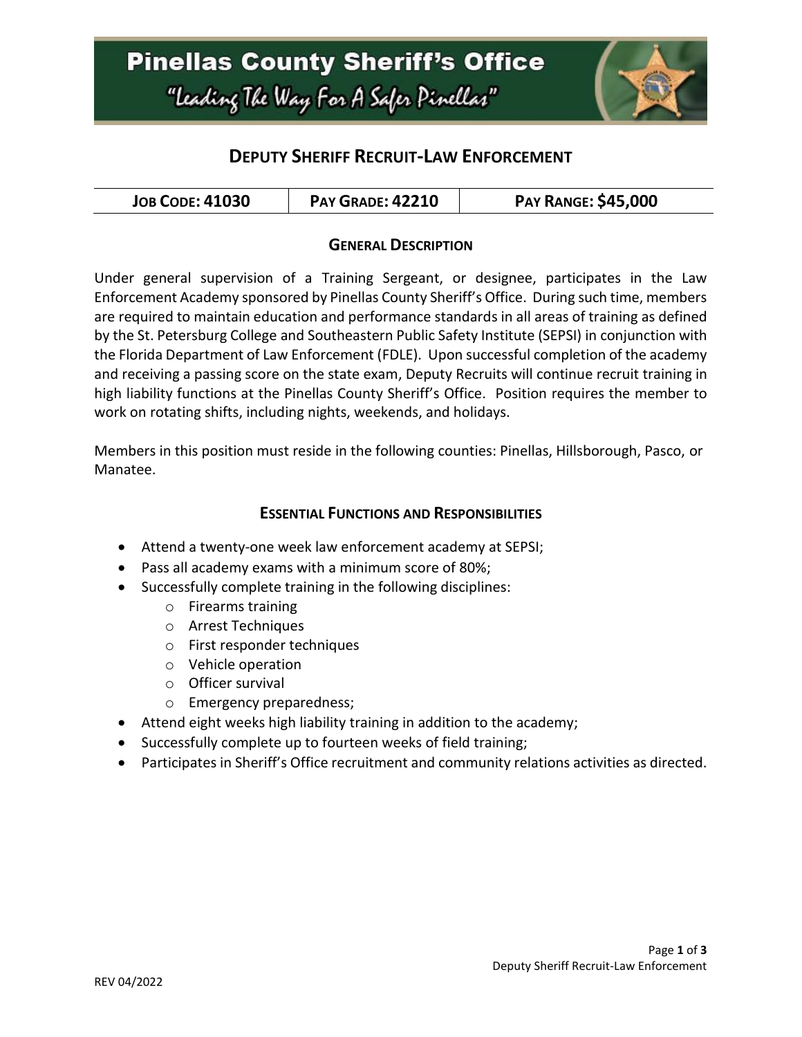# Pinellas County Sheriff's Office

*"Leading The Way For A Safer Pinellas"*

## DEPUTY SHERIFF RECRUIT-LAW ENFORCEMENT

| JOB CODE: 41030 | PAY GRADE: 42210 | PAY RANGE: $45,000 |
| --- | --- | --- |

### GENERAL DESCRIPTION

Under general supervision of a Training Sergeant, or designee, participates in the Law Enforcement Academy sponsored by Pinellas County Sheriff's Office. During such time, members are required to maintain education and performance standards in all areas of training as defined by the St. Petersburg College and Southeastern Public Safety Institute (SEPSI) in conjunction with the Florida Department of Law Enforcement (FDLE). Upon successful completion of the academy and receiving a passing score on the state exam, Deputy Recruits will continue recruit training in high liability functions at the Pinellas County Sheriff's Office. Position requires the member to work on rotating shifts, including nights, weekends, and holidays.

Members in this position must reside in the following counties: Pinellas, Hillsborough, Pasco, or Manatee.

### ESSENTIAL FUNCTIONS AND RESPONSIBILITIES

- Attend a twenty-one week law enforcement academy at SEPSI;
- Pass all academy exams with a minimum score of 80%;
- Successfully complete training in the following disciplines:
  - Firearms training
  - Arrest Techniques
  - First responder techniques
  - Vehicle operation
  - Officer survival
  - Emergency preparedness;
- Attend eight weeks high liability training in addition to the academy;
- Successfully complete up to fourteen weeks of field training;
- Participates in Sheriff's Office recruitment and community relations activities as directed.

REV 04/2022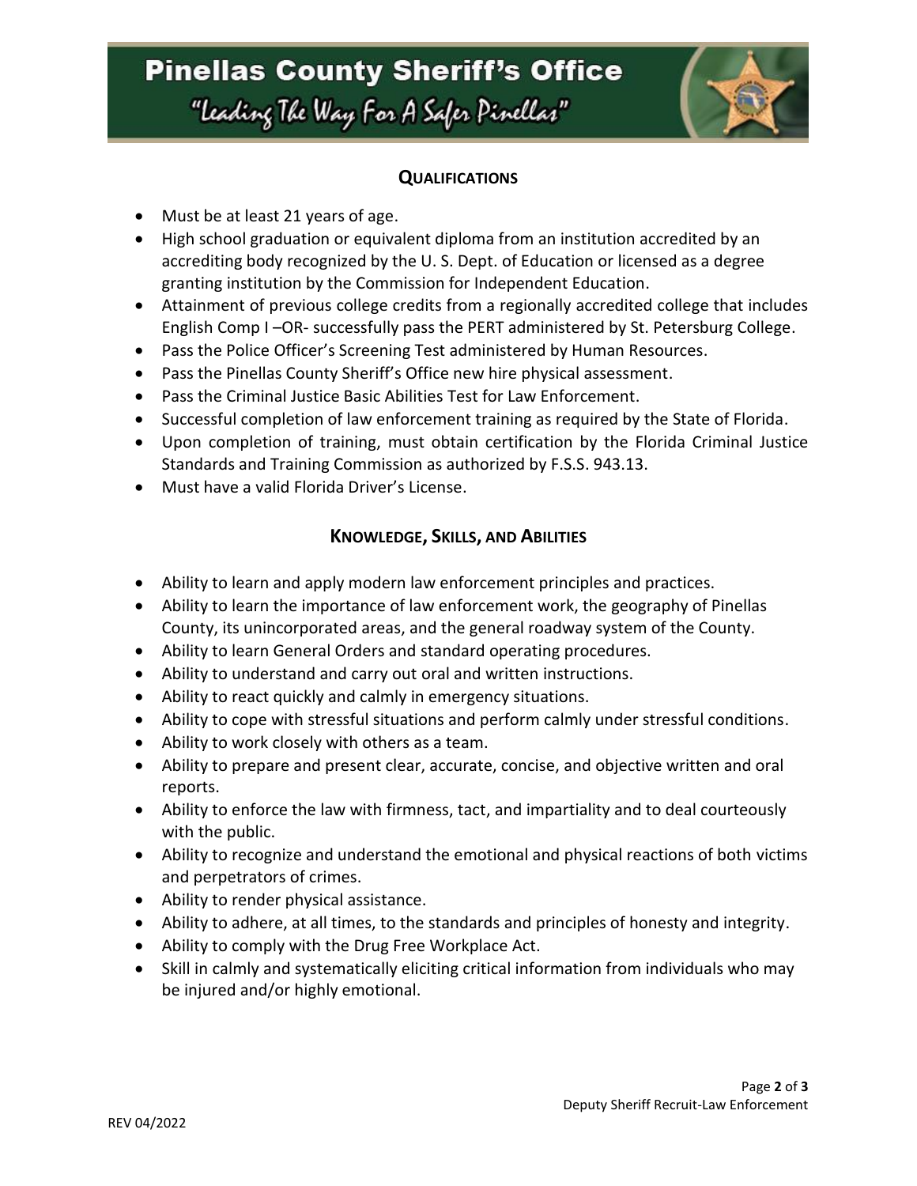## QUALIFICATIONS

- Must be at least 21 years of age.
- High school graduation or equivalent diploma from an institution accredited by an accrediting body recognized by the U. S. Dept. of Education or licensed as a degree granting institution by the Commission for Independent Education.
- Attainment of previous college credits from a regionally accredited college that includes English Comp I –OR- successfully pass the PERT administered by St. Petersburg College.
- Pass the Police Officer's Screening Test administered by Human Resources.
- Pass the Pinellas County Sheriff's Office new hire physical assessment.
- Pass the Criminal Justice Basic Abilities Test for Law Enforcement.
- Successful completion of law enforcement training as required by the State of Florida.
- Upon completion of training, must obtain certification by the Florida Criminal Justice Standards and Training Commission as authorized by F.S.S. 943.13.
- Must have a valid Florida Driver's License.

## KNOWLEDGE, SKILLS, AND ABILITIES

- Ability to learn and apply modern law enforcement principles and practices.
- Ability to learn the importance of law enforcement work, the geography of Pinellas County, its unincorporated areas, and the general roadway system of the County.
- Ability to learn General Orders and standard operating procedures.
- Ability to understand and carry out oral and written instructions.
- Ability to react quickly and calmly in emergency situations.
- Ability to cope with stressful situations and perform calmly under stressful conditions.
- Ability to work closely with others as a team.
- Ability to prepare and present clear, accurate, concise, and objective written and oral reports.
- Ability to enforce the law with firmness, tact, and impartiality and to deal courteously with the public.
- Ability to recognize and understand the emotional and physical reactions of both victims and perpetrators of crimes.
- Ability to render physical assistance.
- Ability to adhere, at all times, to the standards and principles of honesty and integrity.
- Ability to comply with the Drug Free Workplace Act.
- Skill in calmly and systematically eliciting critical information from individuals who may be injured and/or highly emotional.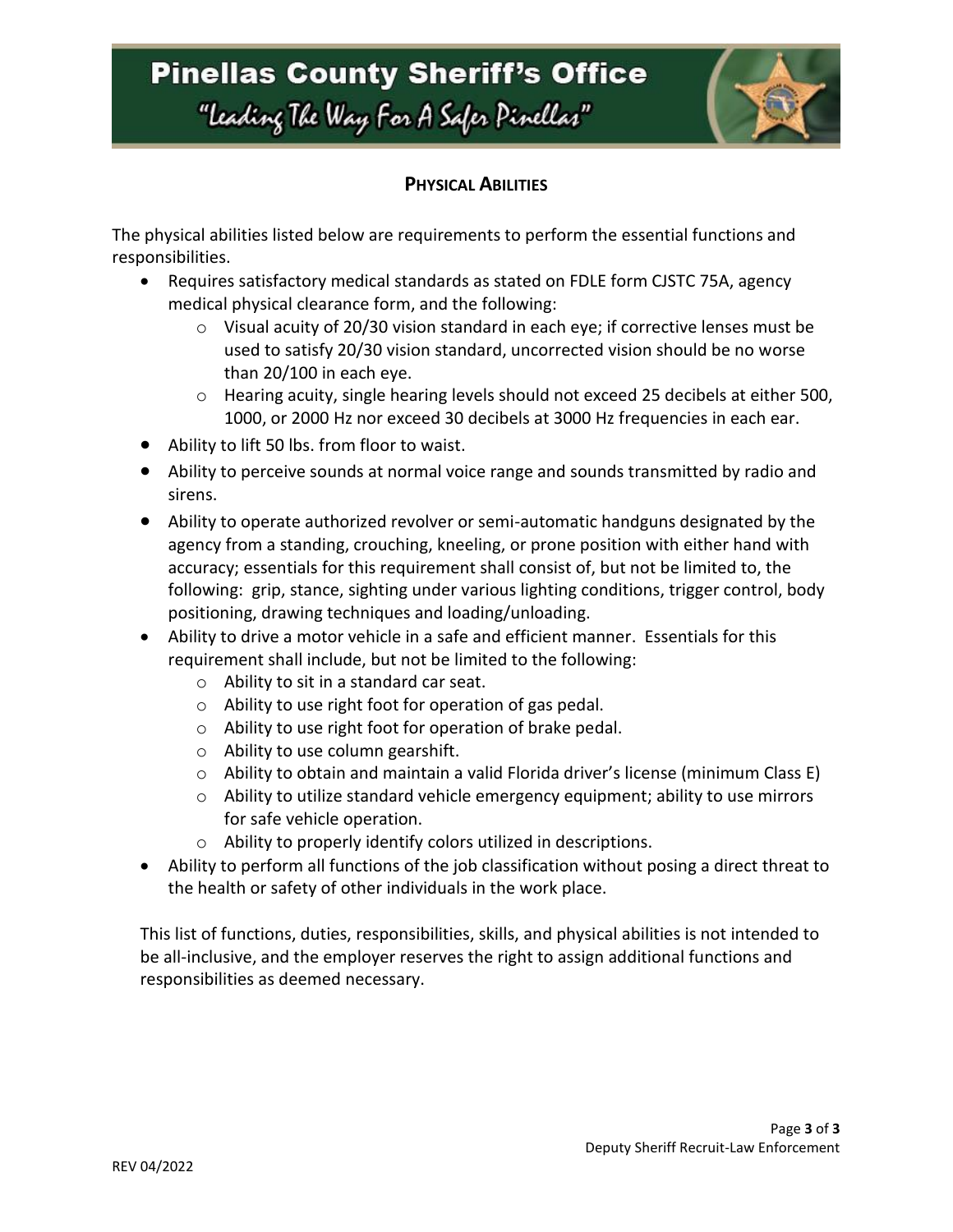## PHYSICAL ABILITIES

The physical abilities listed below are requirements to perform the essential functions and responsibilities.

- Requires satisfactory medical standards as stated on FDLE form CJSTC 75A, agency medical physical clearance form, and the following:
  - Visual acuity of 20/30 vision standard in each eye; if corrective lenses must be used to satisfy 20/30 vision standard, uncorrected vision should be no worse than 20/100 in each eye.
  - Hearing acuity, single hearing levels should not exceed 25 decibels at either 500, 1000, or 2000 Hz nor exceed 30 decibels at 3000 Hz frequencies in each ear.
- Ability to lift 50 lbs. from floor to waist.
- Ability to perceive sounds at normal voice range and sounds transmitted by radio and sirens.
- Ability to operate authorized revolver or semi-automatic handguns designated by the agency from a standing, crouching, kneeling, or prone position with either hand with accuracy; essentials for this requirement shall consist of, but not be limited to, the following: grip, stance, sighting under various lighting conditions, trigger control, body positioning, drawing techniques and loading/unloading.
- Ability to drive a motor vehicle in a safe and efficient manner. Essentials for this requirement shall include, but not be limited to the following:
  - Ability to sit in a standard car seat.
  - Ability to use right foot for operation of gas pedal.
  - Ability to use right foot for operation of brake pedal.
  - Ability to use column gearshift.
  - Ability to obtain and maintain a valid Florida driver's license (minimum Class E)
  - Ability to utilize standard vehicle emergency equipment; ability to use mirrors for safe vehicle operation.
  - Ability to properly identify colors utilized in descriptions.
- Ability to perform all functions of the job classification without posing a direct threat to the health or safety of other individuals in the work place.

This list of functions, duties, responsibilities, skills, and physical abilities is not intended to be all-inclusive, and the employer reserves the right to assign additional functions and responsibilities as deemed necessary.

REV 04/2022